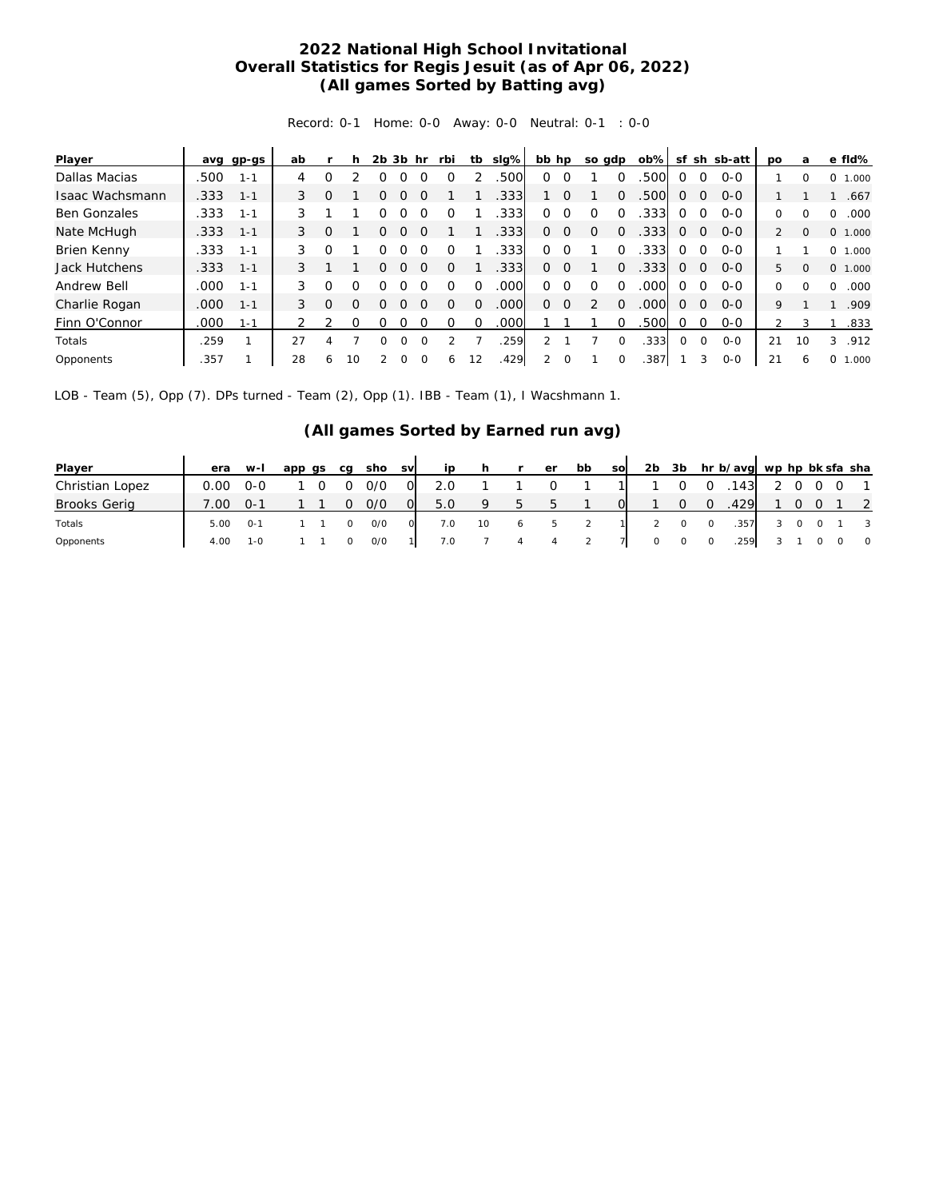# 2022 National High School Invitational
## Overall Statistics for Regis Jesuit (as of Apr 06, 2022)
## (All games Sorted by Batting avg)

Record: 0-1 Home: 0-0 Away: 0-0 Neutral: 0-1 : 0-0

| Player | avg | gp-gs | ab | r | h | 2b | 3b | hr | rbi | tb | slg% | bb | hp | so | gdp | ob% | sf | sh | sb-att | po | a | e | fld% |
|---|---|---|---|---|---|---|---|---|---|---|---|---|---|---|---|---|---|---|---|---|---|---|---|
| Dallas Macias | .500 | 1-1 | 4 | 0 | 2 | 0 | 0 | 0 | 0 | 2 | .500 | 0 | 0 | 1 | 0 | .500 | 0 | 0 | 0-0 | 1 | 0 | 0 | 1.000 |
| Isaac Wachsmann | .333 | 1-1 | 3 | 0 | 1 | 0 | 0 | 0 | 1 | 1 | .333 | 1 | 0 | 1 | 0 | .500 | 0 | 0 | 0-0 | 1 | 1 | 1 | .667 |
| Ben Gonzales | .333 | 1-1 | 3 | 1 | 1 | 0 | 0 | 0 | 0 | 1 | .333 | 0 | 0 | 0 | 0 | .333 | 0 | 0 | 0-0 | 0 | 0 | 0 | .000 |
| Nate McHugh | .333 | 1-1 | 3 | 0 | 1 | 0 | 0 | 0 | 1 | 1 | .333 | 0 | 0 | 0 | 0 | .333 | 0 | 0 | 0-0 | 2 | 0 | 0 | 1.000 |
| Brien Kenny | .333 | 1-1 | 3 | 0 | 1 | 0 | 0 | 0 | 0 | 1 | .333 | 0 | 0 | 1 | 0 | .333 | 0 | 0 | 0-0 | 1 | 1 | 0 | 1.000 |
| Jack Hutchens | .333 | 1-1 | 3 | 1 | 1 | 0 | 0 | 0 | 0 | 1 | .333 | 0 | 0 | 1 | 0 | .333 | 0 | 0 | 0-0 | 5 | 0 | 0 | 1.000 |
| Andrew Bell | .000 | 1-1 | 3 | 0 | 0 | 0 | 0 | 0 | 0 | 0 | .000 | 0 | 0 | 0 | 0 | .000 | 0 | 0 | 0-0 | 0 | 0 | 0 | .000 |
| Charlie Rogan | .000 | 1-1 | 3 | 0 | 0 | 0 | 0 | 0 | 0 | 0 | .000 | 0 | 0 | 2 | 0 | .000 | 0 | 0 | 0-0 | 9 | 1 | 1 | .909 |
| Finn O'Connor | .000 | 1-1 | 2 | 2 | 0 | 0 | 0 | 0 | 0 | 0 | .000 | 1 | 1 | 1 | 0 | .500 | 0 | 0 | 0-0 | 2 | 3 | 1 | .833 |
| Totals | .259 | 1 | 27 | 4 | 7 | 0 | 0 | 0 | 2 | 7 | .259 | 2 | 1 | 7 | 0 | .333 | 0 | 0 | 0-0 | 21 | 10 | 3 | .912 |
| Opponents | .357 | 1 | 28 | 6 | 10 | 2 | 0 | 0 | 6 | 12 | .429 | 2 | 0 | 1 | 0 | .387 | 1 | 3 | 0-0 | 21 | 6 | 0 | 1.000 |

LOB - Team (5), Opp (7). DPs turned - Team (2), Opp (1). IBB - Team (1), I Wacshmann 1.

## (All games Sorted by Earned run avg)

| Player | era | w-l | app | gs | cg | sho | sv | ip | h | r | er | bb | so | 2b | 3b | hr | b/avg | wp | hp | bk | sfa | sha |
|---|---|---|---|---|---|---|---|---|---|---|---|---|---|---|---|---|---|---|---|---|---|---|
| Christian Lopez | 0.00 | 0-0 | 1 | 0 | 0 | 0/0 | 0 | 2.0 | 1 | 1 | 0 | 1 | 1 | 1 | 0 | 0 | .143 | 2 | 0 | 0 | 0 | 1 |
| Brooks Gerig | 7.00 | 0-1 | 1 | 1 | 0 | 0/0 | 0 | 5.0 | 9 | 5 | 5 | 1 | 0 | 1 | 0 | 0 | .429 | 1 | 0 | 0 | 1 | 2 |
| Totals | 5.00 | 0-1 | 1 | 1 | 0 | 0/0 | 0 | 7.0 | 10 | 6 | 5 | 2 | 1 | 2 | 0 | 0 | .357 | 3 | 0 | 0 | 1 | 3 |
| Opponents | 4.00 | 1-0 | 1 | 1 | 0 | 0/0 | 1 | 7.0 | 7 | 4 | 4 | 2 | 7 | 0 | 0 | 0 | .259 | 3 | 1 | 0 | 0 | 0 |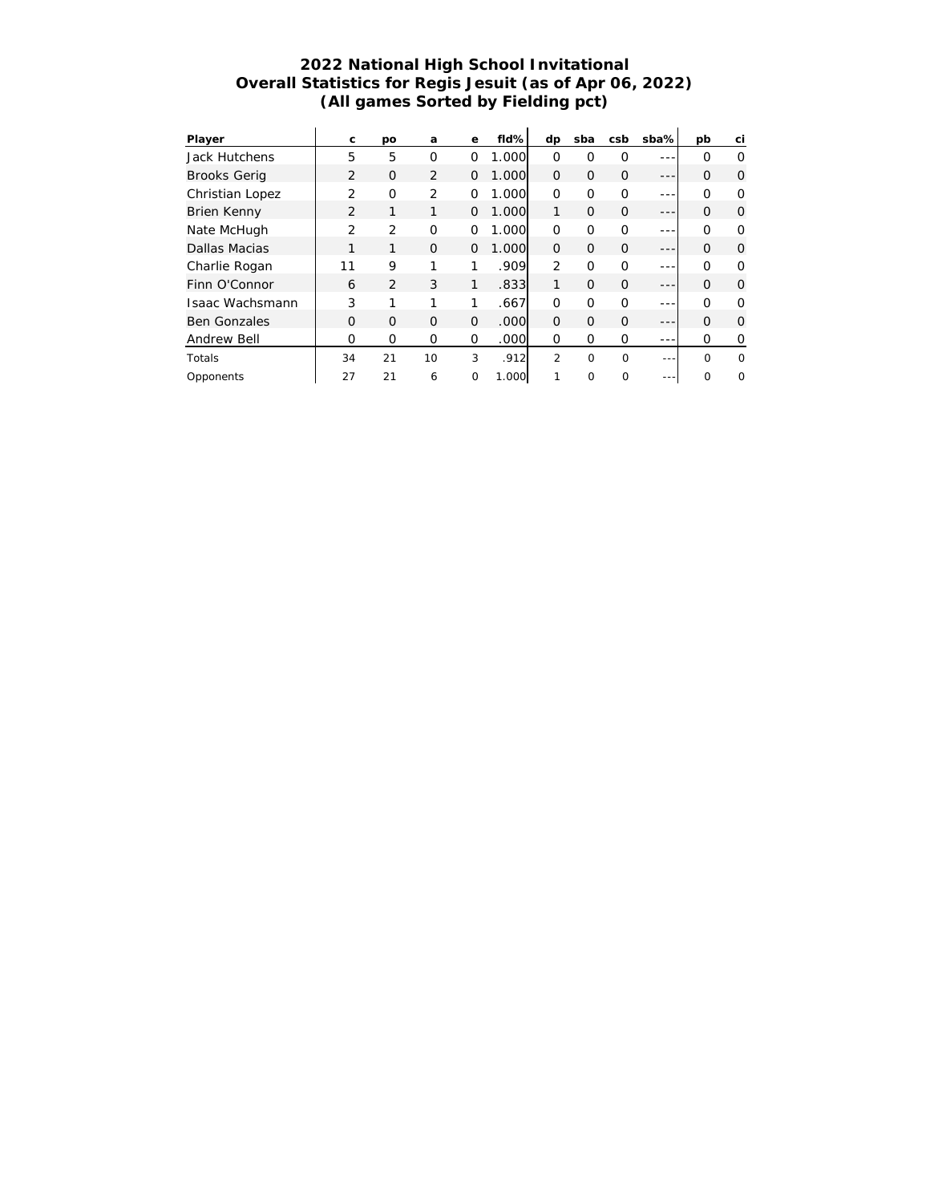# 2022 National High School Invitational
## Overall Statistics for Regis Jesuit (as of Apr 06, 2022)
### (All games Sorted by Fielding pct)

| Player | c | po | a | e | fld% | dp | sba | csb | sba% | pb | ci |
|---|---|---|---|---|---|---|---|---|---|---|---|
| Jack Hutchens | 5 | 5 | 0 | 0 | 1.000 | 0 | 0 | 0 | --- | 0 | 0 |
| Brooks Gerig | 2 | 0 | 2 | 0 | 1.000 | 0 | 0 | 0 | --- | 0 | 0 |
| Christian Lopez | 2 | 0 | 2 | 0 | 1.000 | 0 | 0 | 0 | --- | 0 | 0 |
| Brien Kenny | 2 | 1 | 1 | 0 | 1.000 | 1 | 0 | 0 | --- | 0 | 0 |
| Nate McHugh | 2 | 2 | 0 | 0 | 1.000 | 0 | 0 | 0 | --- | 0 | 0 |
| Dallas Macias | 1 | 1 | 0 | 0 | 1.000 | 0 | 0 | 0 | --- | 0 | 0 |
| Charlie Rogan | 11 | 9 | 1 | 1 | .909 | 2 | 0 | 0 | --- | 0 | 0 |
| Finn O'Connor | 6 | 2 | 3 | 1 | .833 | 1 | 0 | 0 | --- | 0 | 0 |
| Isaac Wachsmann | 3 | 1 | 1 | 1 | .667 | 0 | 0 | 0 | --- | 0 | 0 |
| Ben Gonzales | 0 | 0 | 0 | 0 | .000 | 0 | 0 | 0 | --- | 0 | 0 |
| Andrew Bell | 0 | 0 | 0 | 0 | .000 | 0 | 0 | 0 | --- | 0 | 0 |
| Totals | 34 | 21 | 10 | 3 | .912 | 2 | 0 | 0 | --- | 0 | 0 |
| Opponents | 27 | 21 | 6 | 0 | 1.000 | 1 | 0 | 0 | --- | 0 | 0 |